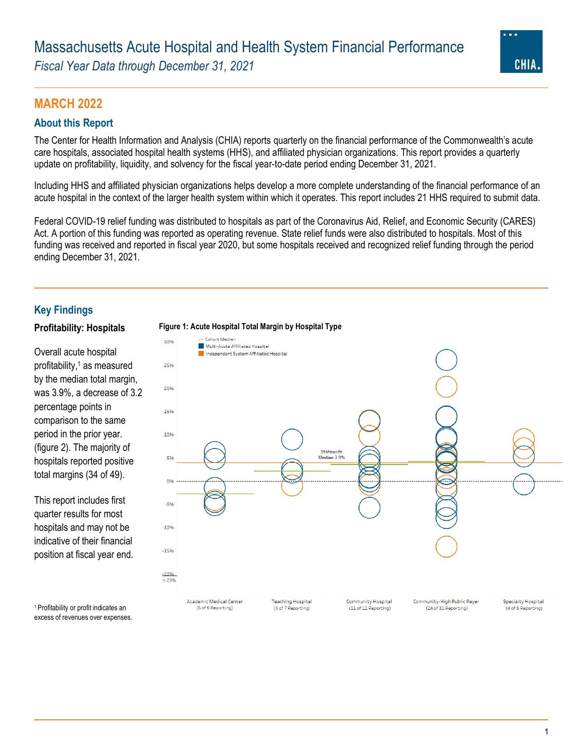# Massachusetts Acute Hospital and Health System Financial Performance

*Fiscal Year Data through December 31, 2021*

## MARCH 2022

### About this Report

The Center for Health Information and Analysis (CHIA) reports quarterly on the financial performance of the Commonwealth's acute care hospitals, associated hospital health systems (HHS), and affiliated physician organizations. This report provides a quarterly update on profitability, liquidity, and solvency for the fiscal year-to-date period ending December 31, 2021.

Including HHS and affiliated physician organizations helps develop a more complete understanding of the financial performance of an acute hospital in the context of the larger health system within which it operates. This report includes 21 HHS required to submit data.

Federal COVID-19 relief funding was distributed to hospitals as part of the Coronavirus Aid, Relief, and Economic Security (CARES) Act. A portion of this funding was reported as operating revenue. State relief funds were also distributed to hospitals. Most of this funding was received and reported in fiscal year 2020, but some hospitals received and recognized relief funding through the period ending December 31, 2021.

### Key Findings

**Profitability: Hospitals**

Overall acute hospital profitability,[1] as measured by the median total margin, was 3.9%, a decrease of 3.2 percentage points in comparison to the same period in the prior year. (figure 2). The majority of hospitals reported positive total margins (34 of 49).

This report includes first quarter results for most hospitals and may not be indicative of their financial position at fiscal year end.

**Figure 1: Acute Hospital Total Margin by Hospital Type**

[1] Profitability or profit indicates an excess of revenues over expenses.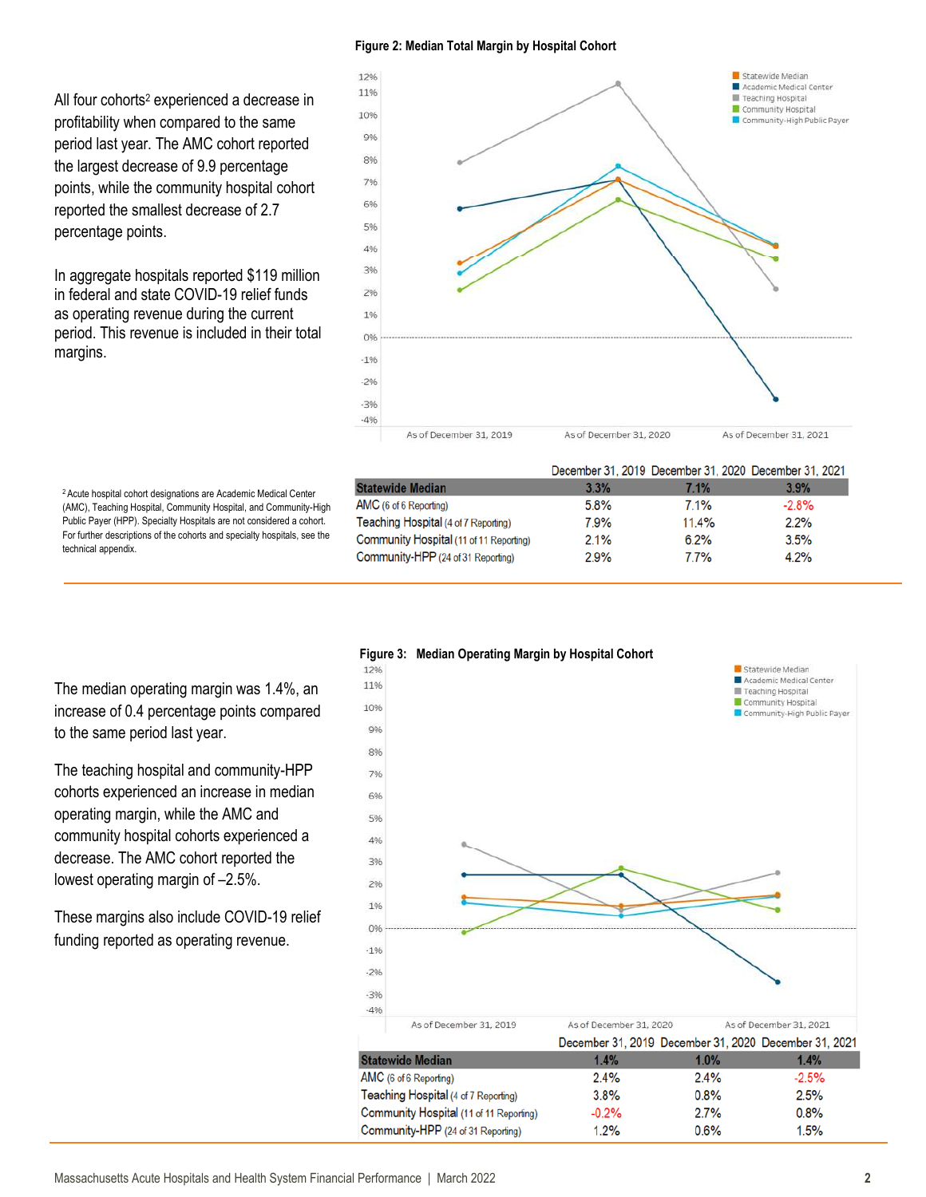All four cohorts[2] experienced a decrease in profitability when compared to the same period last year. The AMC cohort reported the largest decrease of 9.9 percentage points, while the community hospital cohort reported the smallest decrease of 2.7 percentage points.

In aggregate hospitals reported $119 million in federal and state COVID-19 relief funds as operating revenue during the current period. This revenue is included in their total margins.

**Figure 2: Median Total Margin by Hospital Cohort**

| | December 31, 2019 | December 31, 2020 | December 31, 2021 |
|---|---|---|---|
| **Statewide Median** | **3.3%** | **7.1%** | **3.9%** |
| AMC (6 of 6 Reporting) | 5.8% | 7.1% | -2.8% |
| Teaching Hospital (4 of 7 Reporting) | 7.9% | 11.4% | 2.2% |
| Community Hospital (11 of 11 Reporting) | 2.1% | 6.2% | 3.5% |
| Community-HPP (24 of 31 Reporting) | 2.9% | 7.7% | 4.2% |

[2] Acute hospital cohort designations are Academic Medical Center (AMC), Teaching Hospital, Community Hospital, and Community-High Public Payer (HPP). Specialty Hospitals are not considered a cohort. For further descriptions of the cohorts and specialty hospitals, see the technical appendix.

The median operating margin was 1.4%, an increase of 0.4 percentage points compared to the same period last year.

The teaching hospital and community-HPP cohorts experienced an increase in median operating margin, while the AMC and community hospital cohorts experienced a decrease. The AMC cohort reported the lowest operating margin of –2.5%.

These margins also include COVID-19 relief funding reported as operating revenue.

**Figure 3: Median Operating Margin by Hospital Cohort**

| | December 31, 2019 | December 31, 2020 | December 31, 2021 |
|---|---|---|---|
| **Statewide Median** | **1.4%** | **1.0%** | **1.4%** |
| AMC (6 of 6 Reporting) | 2.4% | 2.4% | -2.5% |
| Teaching Hospital (4 of 7 Reporting) | 3.8% | 0.8% | 2.5% |
| Community Hospital (11 of 11 Reporting) | -0.2% | 2.7% | 0.8% |
| Community-HPP (24 of 31 Reporting) | 1.2% | 0.6% | 1.5% |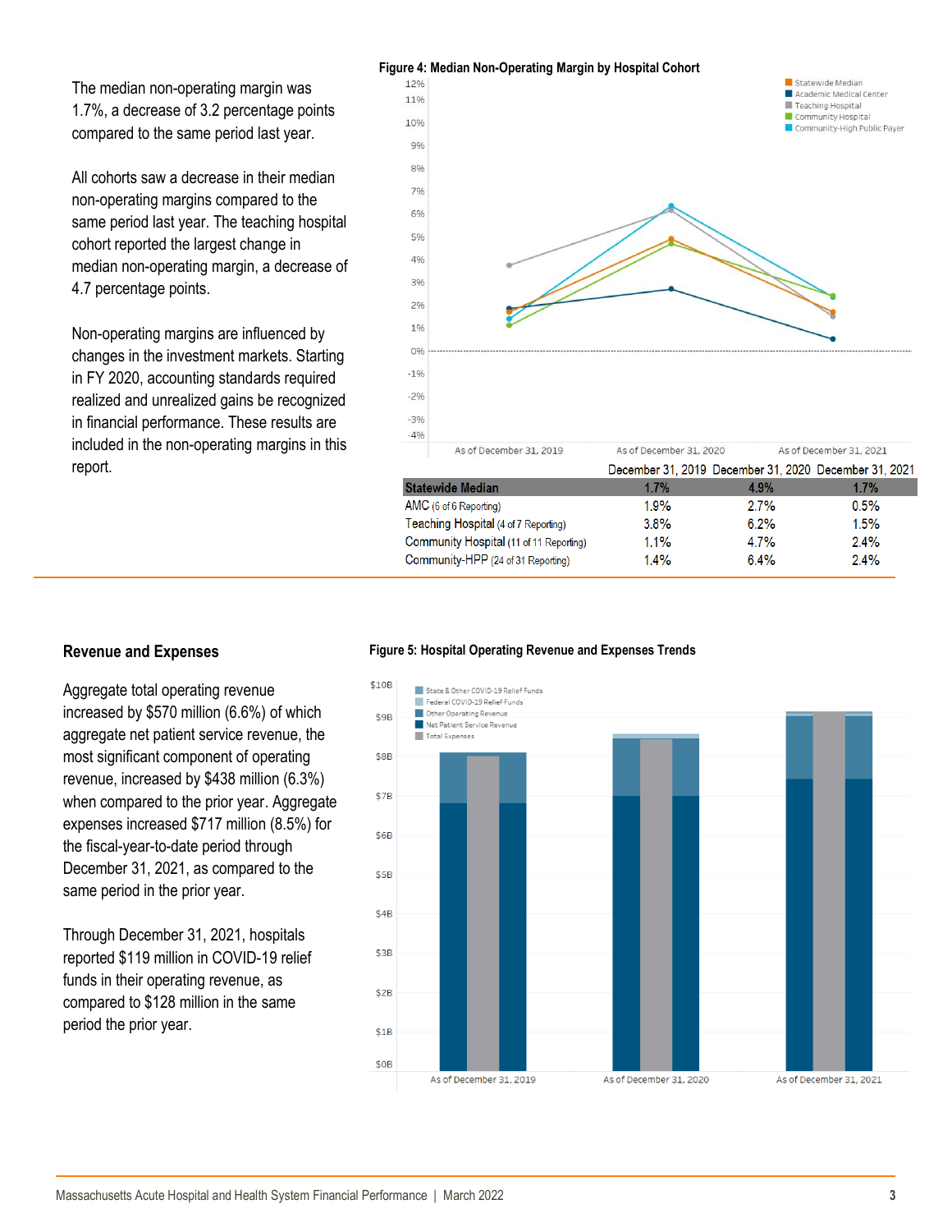The median non-operating margin was 1.7%, a decrease of 3.2 percentage points compared to the same period last year.

All cohorts saw a decrease in their median non-operating margins compared to the same period last year. The teaching hospital cohort reported the largest change in median non-operating margin, a decrease of 4.7 percentage points.

Non-operating margins are influenced by changes in the investment markets. Starting in FY 2020, accounting standards required realized and unrealized gains be recognized in financial performance. These results are included in the non-operating margins in this report.

**Figure 4: Median Non-Operating Margin by Hospital Cohort**

| | December 31, 2019 | December 31, 2020 | December 31, 2021 |
|---|---|---|---|
| **Statewide Median** | **1.7%** | **4.9%** | **1.7%** |
| AMC (6 of 6 Reporting) | 1.9% | 2.7% | 0.5% |
| Teaching Hospital (4 of 7 Reporting) | 3.8% | 6.2% | 1.5% |
| Community Hospital (11 of 11 Reporting) | 1.1% | 4.7% | 2.4% |
| Community-HPP (24 of 31 Reporting) | 1.4% | 6.4% | 2.4% |

## Revenue and Expenses

Aggregate total operating revenue increased by $570 million (6.6%) of which aggregate net patient service revenue, the most significant component of operating revenue, increased by $438 million (6.3%) when compared to the prior year. Aggregate expenses increased $717 million (8.5%) for the fiscal-year-to-date period through December 31, 2021, as compared to the same period in the prior year.

Through December 31, 2021, hospitals reported $119 million in COVID-19 relief funds in their operating revenue, as compared to $128 million in the same period the prior year.

**Figure 5: Hospital Operating Revenue and Expenses Trends**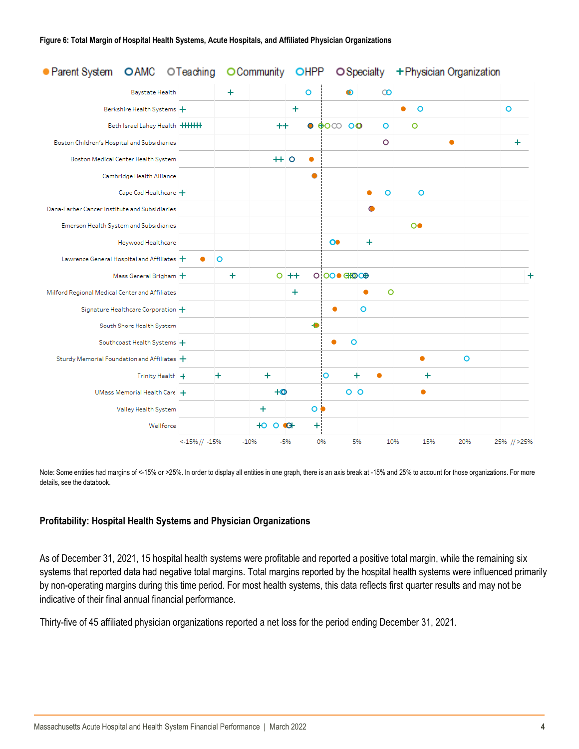**Figure 6: Total Margin of Hospital Health Systems, Acute Hospitals, and Affiliated Physician Organizations**

Note: Some entities had margins of <-15% or >25%. In order to display all entities in one graph, there is an axis break at -15% and 25% to account for those organizations. For more details, see the databook.

## Profitability: Hospital Health Systems and Physician Organizations

As of December 31, 2021, 15 hospital health systems were profitable and reported a positive total margin, while the remaining six systems that reported data had negative total margins. Total margins reported by the hospital health systems were influenced primarily by non-operating margins during this time period. For most health systems, this data reflects first quarter results and may not be indicative of their final annual financial performance.

Thirty-five of 45 affiliated physician organizations reported a net loss for the period ending December 31, 2021.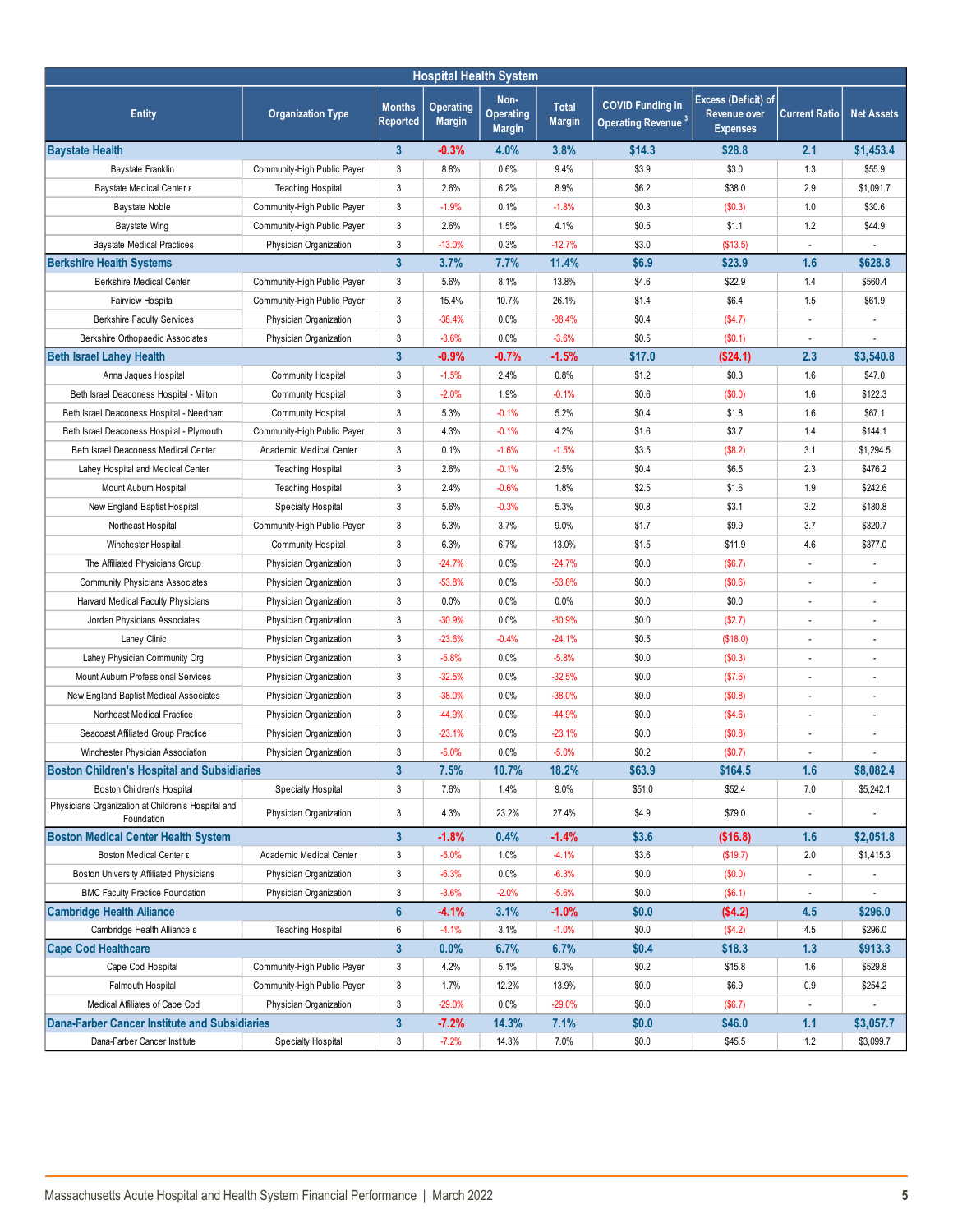| Hospital Health System | | | | | | | | | |
|---|---|---|---|---|---|---|---|---|---|
| Entity | Organization Type | Months Reported | Operating Margin | Non-Operating Margin | Total Margin | COVID Funding in Operating Revenue [3] | Excess (Deficit) of Revenue over Expenses | Current Ratio | Net Assets |
| **Baystate Health** | | **3** | **-0.3%** | **4.0%** | **3.8%** | **$14.3** | **$28.8** | **2.1** | **$1,453.4** |
| Baystate Franklin | Community-High Public Payer | 3 | 8.8% | 0.6% | 9.4% | $3.9 | $3.0 | 1.3 | $55.9 |
| Baystate Medical Center ε | Teaching Hospital | 3 | 2.6% | 6.2% | 8.9% | $6.2 | $38.0 | 2.9 | $1,091.7 |
| Baystate Noble | Community-High Public Payer | 3 | -1.9% | 0.1% | -1.8% | $0.3 | ($0.3) | 1.0 | $30.6 |
| Baystate Wing | Community-High Public Payer | 3 | 2.6% | 1.5% | 4.1% | $0.5 | $1.1 | 1.2 | $44.9 |
| Baystate Medical Practices | Physician Organization | 3 | -13.0% | 0.3% | -12.7% | $3.0 | ($13.5) | - | - |
| **Berkshire Health Systems** | | **3** | **3.7%** | **7.7%** | **11.4%** | **$6.9** | **$23.9** | **1.6** | **$628.8** |
| Berkshire Medical Center | Community-High Public Payer | 3 | 5.6% | 8.1% | 13.8% | $4.6 | $22.9 | 1.4 | $560.4 |
| Fairview Hospital | Community-High Public Payer | 3 | 15.4% | 10.7% | 26.1% | $1.4 | $6.4 | 1.5 | $61.9 |
| Berkshire Faculty Services | Physician Organization | 3 | -38.4% | 0.0% | -38.4% | $0.4 | ($4.7) | - | - |
| Berkshire Orthopaedic Associates | Physician Organization | 3 | -3.6% | 0.0% | -3.6% | $0.5 | ($0.1) | - | - |
| **Beth Israel Lahey Health** | | **3** | **-0.9%** | **-0.7%** | **-1.5%** | **$17.0** | **($24.1)** | **2.3** | **$3,540.8** |
| Anna Jaques Hospital | Community Hospital | 3 | -1.5% | 2.4% | 0.8% | $1.2 | $0.3 | 1.6 | $47.0 |
| Beth Israel Deaconess Hospital - Milton | Community Hospital | 3 | -2.0% | 1.9% | -0.1% | $0.6 | ($0.0) | 1.6 | $122.3 |
| Beth Israel Deaconess Hospital - Needham | Community Hospital | 3 | 5.3% | -0.1% | 5.2% | $0.4 | $1.8 | 1.6 | $67.1 |
| Beth Israel Deaconess Hospital - Plymouth | Community-High Public Payer | 3 | 4.3% | -0.1% | 4.2% | $1.6 | $3.7 | 1.4 | $144.1 |
| Beth Israel Deaconess Medical Center | Academic Medical Center | 3 | 0.1% | -1.6% | -1.5% | $3.5 | ($8.2) | 3.1 | $1,294.5 |
| Lahey Hospital and Medical Center | Teaching Hospital | 3 | 2.6% | -0.1% | 2.5% | $0.4 | $6.5 | 2.3 | $476.2 |
| Mount Auburn Hospital | Teaching Hospital | 3 | 2.4% | -0.6% | 1.8% | $2.5 | $1.6 | 1.9 | $242.6 |
| New England Baptist Hospital | Specialty Hospital | 3 | 5.6% | -0.3% | 5.3% | $0.8 | $3.1 | 3.2 | $180.8 |
| Northeast Hospital | Community-High Public Payer | 3 | 5.3% | 3.7% | 9.0% | $1.7 | $9.9 | 3.7 | $320.7 |
| Winchester Hospital | Community Hospital | 3 | 6.3% | 6.7% | 13.0% | $1.5 | $11.9 | 4.6 | $377.0 |
| The Affiliated Physicians Group | Physician Organization | 3 | -24.7% | 0.0% | -24.7% | $0.0 | ($6.7) | - | - |
| Community Physicians Associates | Physician Organization | 3 | -53.8% | 0.0% | -53.8% | $0.0 | ($0.6) | - | - |
| Harvard Medical Faculty Physicians | Physician Organization | 3 | 0.0% | 0.0% | 0.0% | $0.0 | $0.0 | - | - |
| Jordan Physicians Associates | Physician Organization | 3 | -30.9% | 0.0% | -30.9% | $0.0 | ($2.7) | - | - |
| Lahey Clinic | Physician Organization | 3 | -23.6% | -0.4% | -24.1% | $0.5 | ($18.0) | - | - |
| Lahey Physician Community Org | Physician Organization | 3 | -5.8% | 0.0% | -5.8% | $0.0 | ($0.3) | - | - |
| Mount Auburn Professional Services | Physician Organization | 3 | -32.5% | 0.0% | -32.5% | $0.0 | ($7.6) | - | - |
| New England Baptist Medical Associates | Physician Organization | 3 | -38.0% | 0.0% | -38.0% | $0.0 | ($0.8) | - | - |
| Northeast Medical Practice | Physician Organization | 3 | -44.9% | 0.0% | -44.9% | $0.0 | ($4.6) | - | - |
| Seacoast Affiliated Group Practice | Physician Organization | 3 | -23.1% | 0.0% | -23.1% | $0.0 | ($0.8) | - | - |
| Winchester Physician Association | Physician Organization | 3 | -5.0% | 0.0% | -5.0% | $0.2 | ($0.7) | - | - |
| **Boston Children's Hospital and Subsidiaries** | | **3** | **7.5%** | **10.7%** | **18.2%** | **$63.9** | **$164.5** | **1.6** | **$8,082.4** |
| Boston Children's Hospital | Specialty Hospital | 3 | 7.6% | 1.4% | 9.0% | $51.0 | $52.4 | 7.0 | $5,242.1 |
| Physicians Organization at Children's Hospital and Foundation | Physician Organization | 3 | 4.3% | 23.2% | 27.4% | $4.9 | $79.0 | - | - |
| **Boston Medical Center Health System** | | **3** | **-1.8%** | **0.4%** | **-1.4%** | **$3.6** | **($16.8)** | **1.6** | **$2,051.8** |
| Boston Medical Center ε | Academic Medical Center | 3 | -5.0% | 1.0% | -4.1% | $3.6 | ($19.7) | 2.0 | $1,415.3 |
| Boston University Affiliated Physicians | Physician Organization | 3 | -6.3% | 0.0% | -6.3% | $0.0 | ($0.0) | - | - |
| BMC Faculty Practice Foundation | Physician Organization | 3 | -3.6% | -2.0% | -5.6% | $0.0 | ($6.1) | - | - |
| **Cambridge Health Alliance** | | **6** | **-4.1%** | **3.1%** | **-1.0%** | **$0.0** | **($4.2)** | **4.5** | **$296.0** |
| Cambridge Health Alliance ε | Teaching Hospital | 6 | -4.1% | 3.1% | -1.0% | $0.0 | ($4.2) | 4.5 | $296.0 |
| **Cape Cod Healthcare** | | **3** | **0.0%** | **6.7%** | **6.7%** | **$0.4** | **$18.3** | **1.3** | **$913.3** |
| Cape Cod Hospital | Community-High Public Payer | 3 | 4.2% | 5.1% | 9.3% | $0.2 | $15.8 | 1.6 | $529.8 |
| Falmouth Hospital | Community-High Public Payer | 3 | 1.7% | 12.2% | 13.9% | $0.0 | $6.9 | 0.9 | $254.2 |
| Medical Affiliates of Cape Cod | Physician Organization | 3 | -29.0% | 0.0% | -29.0% | $0.0 | ($6.7) | - | - |
| **Dana-Farber Cancer Institute and Subsidiaries** | | **3** | **-7.2%** | **14.3%** | **7.1%** | **$0.0** | **$46.0** | **1.1** | **$3,057.7** |
| Dana-Farber Cancer Institute | Specialty Hospital | 3 | -7.2% | 14.3% | 7.0% | $0.0 | $45.5 | 1.2 | $3,099.7 |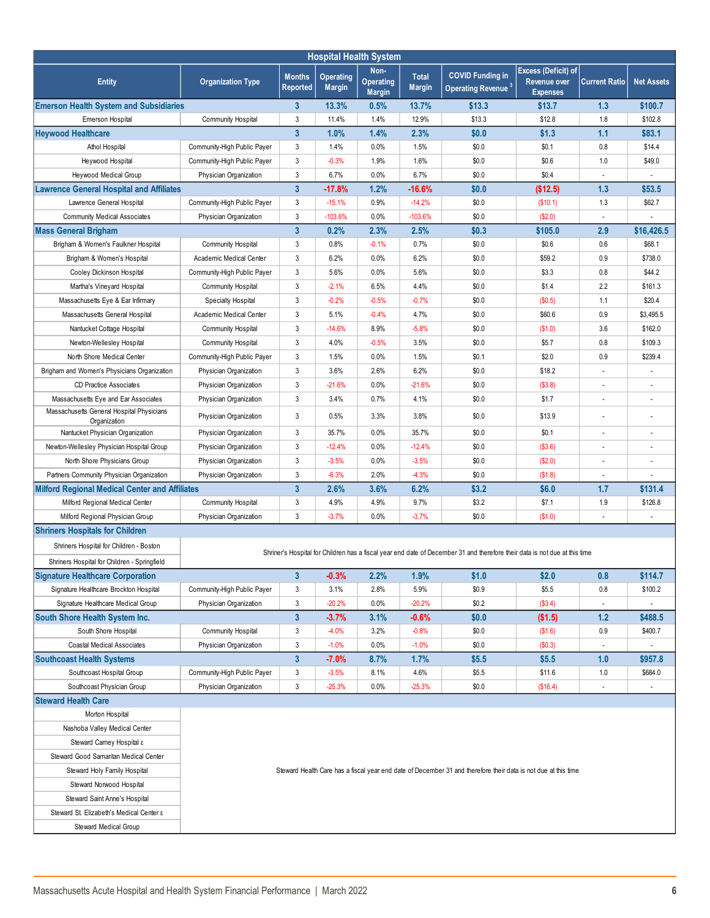| Hospital Health System | | | | | | | | | | |
|---|---|---|---|---|---|---|---|---|---|---|
| Entity | Organization Type | Months Reported | Operating Margin | Non-Operating Margin | Total Margin | COVID Funding in Operating Revenue [3] | Excess (Deficit) of Revenue over Expenses | Current Ratio | Net Assets |
| **Emerson Health System and Subsidiaries** | | **3** | **13.3%** | **0.5%** | **13.7%** | **$13.3** | **$13.7** | **1.3** | **$100.7** |
| Emerson Hospital | Community Hospital | 3 | 11.4% | 1.4% | 12.9% | $13.3 | $12.8 | 1.8 | $102.8 |
| **Heywood Healthcare** | | **3** | **1.0%** | **1.4%** | **2.3%** | **$0.0** | **$1.3** | **1.1** | **$83.1** |
| Athol Hospital | Community-High Public Payer | 3 | 1.4% | 0.0% | 1.5% | $0.0 | $0.1 | 0.8 | $14.4 |
| Heywood Hospital | Community-High Public Payer | 3 | -0.3% | 1.9% | 1.6% | $0.0 | $0.6 | 1.0 | $49.0 |
| Heywood Medical Group | Physician Organization | 3 | 6.7% | 0.0% | 6.7% | $0.0 | $0.4 | - | - |
| **Lawrence General Hospital and Affiliates** | | **3** | **-17.8%** | **1.2%** | **-16.6%** | **$0.0** | **($12.5)** | **1.3** | **$53.5** |
| Lawrence General Hospital | Community-High Public Payer | 3 | -15.1% | 0.9% | -14.2% | $0.0 | ($10.1) | 1.3 | $62.7 |
| Community Medical Associates | Physician Organization | 3 | -103.6% | 0.0% | -103.6% | $0.0 | ($2.0) | - | - |
| **Mass General Brigham** | | **3** | **0.2%** | **2.3%** | **2.5%** | **$0.3** | **$105.0** | **2.9** | **$16,426.5** |
| Brigham & Women's Faulkner Hospital | Community Hospital | 3 | 0.8% | -0.1% | 0.7% | $0.0 | $0.6 | 0.6 | $68.1 |
| Brigham & Women's Hospital | Academic Medical Center | 3 | 6.2% | 0.0% | 6.2% | $0.0 | $59.2 | 0.9 | $738.0 |
| Cooley Dickinson Hospital | Community-High Public Payer | 3 | 5.6% | 0.0% | 5.6% | $0.0 | $3.3 | 0.8 | $44.2 |
| Martha's Vineyard Hospital | Community Hospital | 3 | -2.1% | 6.5% | 4.4% | $0.0 | $1.4 | 2.2 | $161.3 |
| Massachusetts Eye & Ear Infirmary | Specialty Hospital | 3 | -0.2% | -0.5% | -0.7% | $0.0 | ($0.5) | 1.1 | $20.4 |
| Massachusetts General Hospital | Academic Medical Center | 3 | 5.1% | -0.4% | 4.7% | $0.0 | $60.6 | 0.9 | $3,495.5 |
| Nantucket Cottage Hospital | Community Hospital | 3 | -14.6% | 8.9% | -5.8% | $0.0 | ($1.0) | 3.6 | $162.0 |
| Newton-Wellesley Hospital | Community Hospital | 3 | 4.0% | -0.5% | 3.5% | $0.0 | $5.7 | 0.8 | $109.3 |
| North Shore Medical Center | Community-High Public Payer | 3 | 1.5% | 0.0% | 1.5% | $0.1 | $2.0 | 0.9 | $239.4 |
| Brigham and Women's Physicians Organization | Physician Organization | 3 | 3.6% | 2.6% | 6.2% | $0.0 | $18.2 | - | - |
| CD Practice Associates | Physician Organization | 3 | -21.6% | 0.0% | -21.6% | $0.0 | ($3.8) | - | - |
| Massachusetts Eye and Ear Associates | Physician Organization | 3 | 3.4% | 0.7% | 4.1% | $0.0 | $1.7 | - | - |
| Massachusetts General Hospital Physicians Organization | Physician Organization | 3 | 0.5% | 3.3% | 3.8% | $0.0 | $13.9 | - | - |
| Nantucket Physician Organization | Physician Organization | 3 | 35.7% | 0.0% | 35.7% | $0.0 | $0.1 | - | - |
| Newton-Wellesley Physician Hospital Group | Physician Organization | 3 | -12.4% | 0.0% | -12.4% | $0.0 | ($3.6) | - | - |
| North Shore Physicians Group | Physician Organization | 3 | -3.5% | 0.0% | -3.5% | $0.0 | ($2.0) | - | - |
| Partners Community Physician Organization | Physician Organization | 3 | -6.3% | 2.0% | -4.3% | $0.0 | ($1.8) | - | - |
| **Milford Regional Medical Center and Affiliates** | | **3** | **2.6%** | **3.6%** | **6.2%** | **$3.2** | **$6.0** | **1.7** | **$131.4** |
| Milford Regional Medical Center | Community Hospital | 3 | 4.9% | 4.9% | 9.7% | $3.2 | $7.1 | 1.9 | $126.8 |
| Milford Regional Physician Group | Physician Organization | 3 | -3.7% | 0.0% | -3.7% | $0.0 | ($1.0) | - | - |
| **Shriners Hospitals for Children** | | | | | | | | | |
| Shriners Hospital for Children - Boston | Shriner's Hospital for Children has a fiscal year end date of December 31 and therefore their data is not due at this time | | | | | | | | |
| Shriners Hospital for Children - Springfield | | | | | | | | | |
| **Signature Healthcare Corporation** | | **3** | **-0.3%** | **2.2%** | **1.9%** | **$1.0** | **$2.0** | **0.8** | **$114.7** |
| Signature Healthcare Brockton Hospital | Community-High Public Payer | 3 | 3.1% | 2.8% | 5.9% | $0.9 | $5.5 | 0.8 | $100.2 |
| Signature Healthcare Medical Group | Physician Organization | 3 | -20.2% | 0.0% | -20.2% | $0.2 | ($3.4) | - | - |
| **South Shore Health System Inc.** | | **3** | **-3.7%** | **3.1%** | **-0.6%** | **$0.0** | **($1.5)** | **1.2** | **$488.5** |
| South Shore Hospital | Community Hospital | 3 | -4.0% | 3.2% | -0.8% | $0.0 | ($1.6) | 0.9 | $400.7 |
| Coastal Medical Associates | Physician Organization | 3 | -1.0% | 0.0% | -1.0% | $0.0 | ($0.3) | - | - |
| **Southcoast Health Systems** | | **3** | **-7.0%** | **8.7%** | **1.7%** | **$5.5** | **$5.5** | **1.0** | **$957.8** |
| Southcoast Hospital Group | Community-High Public Payer | 3 | -3.5% | 8.1% | 4.6% | $5.5 | $11.6 | 1.0 | $684.0 |
| Southcoast Physician Group | Physician Organization | 3 | -25.3% | 0.0% | -25.3% | $0.0 | ($16.4) | - | - |
| **Steward Health Care** | | | | | | | | | |
| Morton Hospital | Steward Health Care has a fiscal year end date of December 31 and therefore their data is not due at this time | | | | | | | | |
| Nashoba Valley Medical Center | | | | | | | | | |
| Steward Carney Hospital ε | | | | | | | | | |
| Steward Good Samaritan Medical Center | | | | | | | | | |
| Steward Holy Family Hospital | | | | | | | | | |
| Steward Norwood Hospital | | | | | | | | | |
| Steward Saint Anne's Hospital | | | | | | | | | |
| Steward St. Elizabeth's Medical Center ε | | | | | | | | | |
| Steward Medical Group | | | | | | | | | |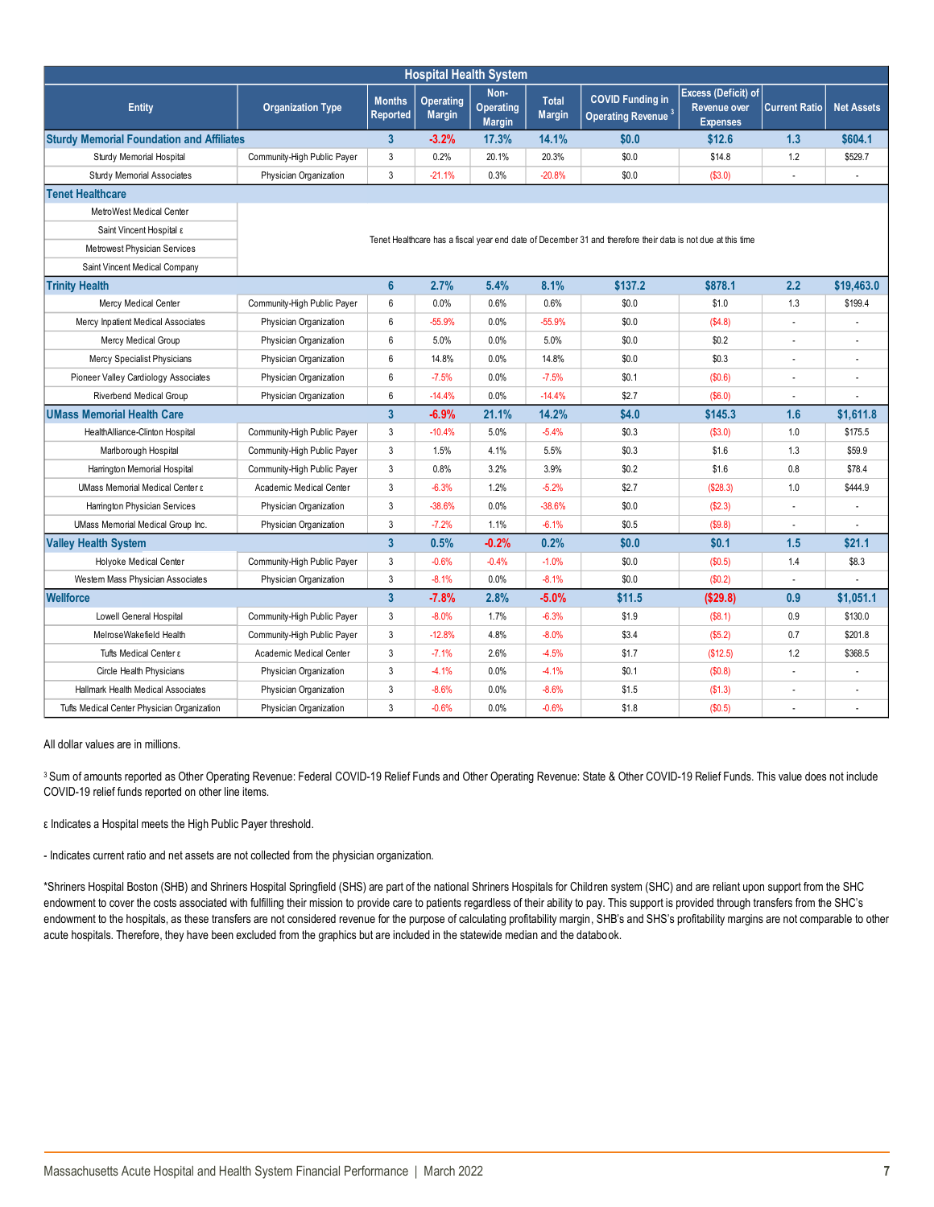| Hospital Health System | | | | | | | | | |
|---|---|---|---|---|---|---|---|---|---|
| Entity | Organization Type | Months Reported | Operating Margin | Non-Operating Margin | Total Margin | COVID Funding in Operating Revenue [3] | Excess (Deficit) of Revenue over Expenses | Current Ratio | Net Assets |
| **Sturdy Memorial Foundation and Affiliates** | | **3** | **-3.2%** | **17.3%** | **14.1%** | **$0.0** | **$12.6** | **1.3** | **$604.1** |
| Sturdy Memorial Hospital | Community-High Public Payer | 3 | 0.2% | 20.1% | 20.3% | $0.0 | $14.8 | 1.2 | $529.7 |
| Sturdy Memorial Associates | Physician Organization | 3 | -21.1% | 0.3% | -20.8% | $0.0 | ($3.0) | - | - |
| **Tenet Healthcare** | | | | | | | | | |
| MetroWest Medical Center | Tenet Healthcare has a fiscal year end date of December 31 and therefore their data is not due at this time | | | | | | | | |
| Saint Vincent Hospital ε | | | | | | | | | |
| Metrowest Physician Services | | | | | | | | | |
| Saint Vincent Medical Company | | | | | | | | | |
| **Trinity Health** | | **6** | **2.7%** | **5.4%** | **8.1%** | **$137.2** | **$878.1** | **2.2** | **$19,463.0** |
| Mercy Medical Center | Community-High Public Payer | 6 | 0.0% | 0.6% | 0.6% | $0.0 | $1.0 | 1.3 | $199.4 |
| Mercy Inpatient Medical Associates | Physician Organization | 6 | -55.9% | 0.0% | -55.9% | $0.0 | ($4.8) | - | - |
| Mercy Medical Group | Physician Organization | 6 | 5.0% | 0.0% | 5.0% | $0.0 | $0.2 | - | - |
| Mercy Specialist Physicians | Physician Organization | 6 | 14.8% | 0.0% | 14.8% | $0.0 | $0.3 | - | - |
| Pioneer Valley Cardiology Associates | Physician Organization | 6 | -7.5% | 0.0% | -7.5% | $0.1 | ($0.6) | - | - |
| Riverbend Medical Group | Physician Organization | 6 | -14.4% | 0.0% | -14.4% | $2.7 | ($6.0) | - | - |
| **UMass Memorial Health Care** | | **3** | **-6.9%** | **21.1%** | **14.2%** | **$4.0** | **$145.3** | **1.6** | **$1,611.8** |
| HealthAlliance-Clinton Hospital | Community-High Public Payer | 3 | -10.4% | 5.0% | -5.4% | $0.3 | ($3.0) | 1.0 | $175.5 |
| Marlborough Hospital | Community-High Public Payer | 3 | 1.5% | 4.1% | 5.5% | $0.3 | $1.6 | 1.3 | $59.9 |
| Harrington Memorial Hospital | Community-High Public Payer | 3 | 0.8% | 3.2% | 3.9% | $0.2 | $1.6 | 0.8 | $78.4 |
| UMass Memorial Medical Center ε | Academic Medical Center | 3 | -6.3% | 1.2% | -5.2% | $2.7 | ($28.3) | 1.0 | $444.9 |
| Harrington Physician Services | Physician Organization | 3 | -38.6% | 0.0% | -38.6% | $0.0 | ($2.3) | - | - |
| UMass Memorial Medical Group Inc. | Physician Organization | 3 | -7.2% | 1.1% | -6.1% | $0.5 | ($9.8) | - | - |
| **Valley Health System** | | **3** | **0.5%** | **-0.2%** | **0.2%** | **$0.0** | **$0.1** | **1.5** | **$21.1** |
| Holyoke Medical Center | Community-High Public Payer | 3 | -0.6% | -0.4% | -1.0% | $0.0 | ($0.5) | 1.4 | $8.3 |
| Western Mass Physician Associates | Physician Organization | 3 | -8.1% | 0.0% | -8.1% | $0.0 | ($0.2) | - | - |
| **Wellforce** | | **3** | **-7.8%** | **2.8%** | **-5.0%** | **$11.5** | **($29.8)** | **0.9** | **$1,051.1** |
| Lowell General Hospital | Community-High Public Payer | 3 | -8.0% | 1.7% | -6.3% | $1.9 | ($8.1) | 0.9 | $130.0 |
| MelroseWakefield Health | Community-High Public Payer | 3 | -12.8% | 4.8% | -8.0% | $3.4 | ($5.2) | 0.7 | $201.8 |
| Tufts Medical Center ε | Academic Medical Center | 3 | -7.1% | 2.6% | -4.5% | $1.7 | ($12.5) | 1.2 | $368.5 |
| Circle Health Physicians | Physician Organization | 3 | -4.1% | 0.0% | -4.1% | $0.1 | ($0.8) | - | - |
| Hallmark Health Medical Associates | Physician Organization | 3 | -8.6% | 0.0% | -8.6% | $1.5 | ($1.3) | - | - |
| Tufts Medical Center Physician Organization | Physician Organization | 3 | -0.6% | 0.0% | -0.6% | $1.8 | ($0.5) | - | - |

All dollar values are in millions.

[3] Sum of amounts reported as Other Operating Revenue: Federal COVID-19 Relief Funds and Other Operating Revenue: State & Other COVID-19 Relief Funds. This value does not include COVID-19 relief funds reported on other line items.

ε Indicates a Hospital meets the High Public Payer threshold.

- Indicates current ratio and net assets are not collected from the physician organization.

*Shriners Hospital Boston (SHB) and Shriners Hospital Springfield (SHS) are part of the national Shriners Hospitals for Children system (SHC) and are reliant upon support from the SHC endowment to cover the costs associated with fulfilling their mission to provide care to patients regardless of their ability to pay. This support is provided through transfers from the SHC's endowment to the hospitals, as these transfers are not considered revenue for the purpose of calculating profitability margin, SHB's and SHS's profitability margins are not comparable to other acute hospitals. Therefore, they have been excluded from the graphics but are included in the statewide median and the databook.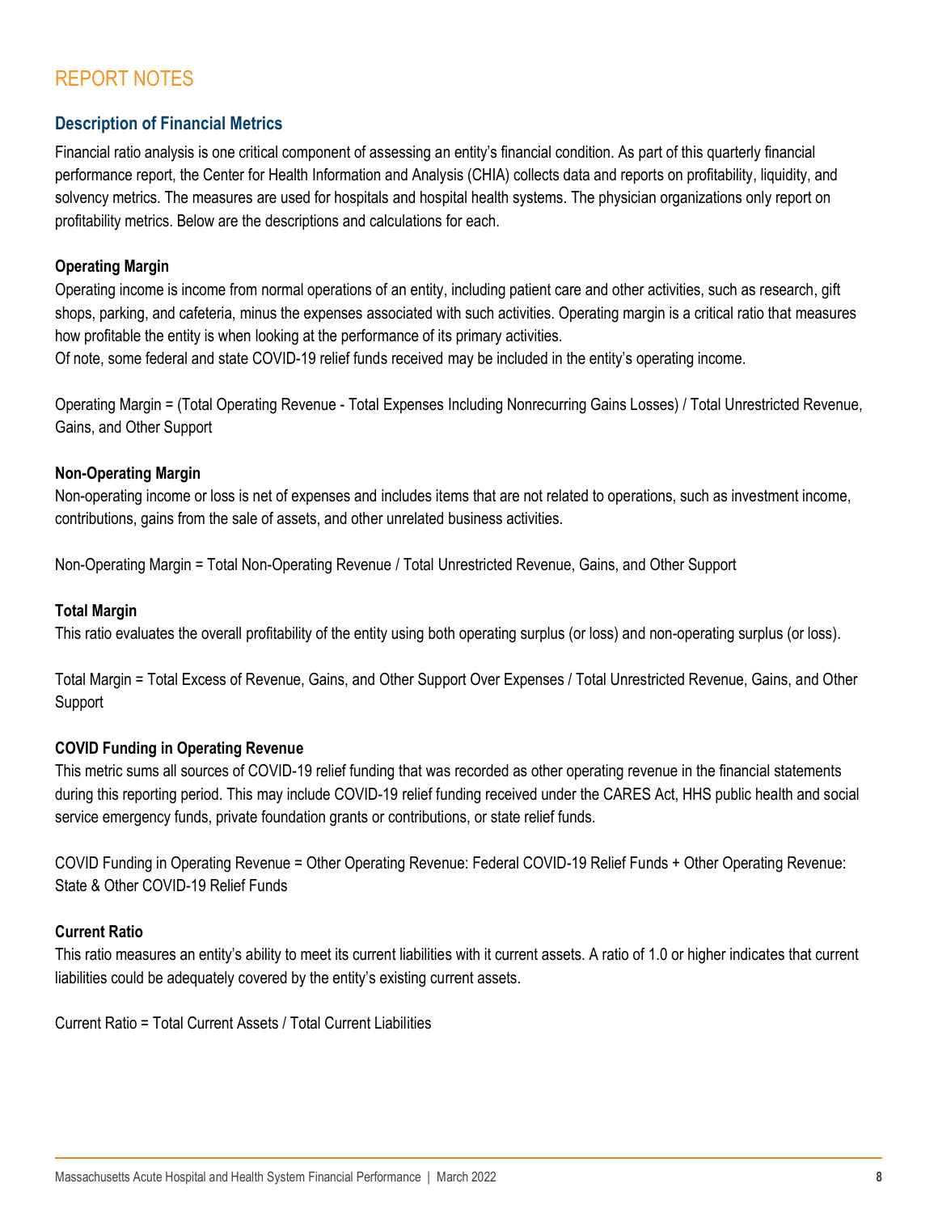# REPORT NOTES

## Description of Financial Metrics

Financial ratio analysis is one critical component of assessing an entity's financial condition. As part of this quarterly financial performance report, the Center for Health Information and Analysis (CHIA) collects data and reports on profitability, liquidity, and solvency metrics. The measures are used for hospitals and hospital health systems. The physician organizations only report on profitability metrics. Below are the descriptions and calculations for each.

### Operating Margin

Operating income is income from normal operations of an entity, including patient care and other activities, such as research, gift shops, parking, and cafeteria, minus the expenses associated with such activities. Operating margin is a critical ratio that measures how profitable the entity is when looking at the performance of its primary activities.
Of note, some federal and state COVID-19 relief funds received may be included in the entity's operating income.

Operating Margin = (Total Operating Revenue - Total Expenses Including Nonrecurring Gains Losses) / Total Unrestricted Revenue, Gains, and Other Support

### Non-Operating Margin

Non-operating income or loss is net of expenses and includes items that are not related to operations, such as investment income, contributions, gains from the sale of assets, and other unrelated business activities.

Non-Operating Margin = Total Non-Operating Revenue / Total Unrestricted Revenue, Gains, and Other Support

### Total Margin

This ratio evaluates the overall profitability of the entity using both operating surplus (or loss) and non-operating surplus (or loss).

Total Margin = Total Excess of Revenue, Gains, and Other Support Over Expenses / Total Unrestricted Revenue, Gains, and Other Support

### COVID Funding in Operating Revenue

This metric sums all sources of COVID-19 relief funding that was recorded as other operating revenue in the financial statements during this reporting period. This may include COVID-19 relief funding received under the CARES Act, HHS public health and social service emergency funds, private foundation grants or contributions, or state relief funds.

COVID Funding in Operating Revenue = Other Operating Revenue: Federal COVID-19 Relief Funds + Other Operating Revenue: State & Other COVID-19 Relief Funds

### Current Ratio

This ratio measures an entity's ability to meet its current liabilities with it current assets. A ratio of 1.0 or higher indicates that current liabilities could be adequately covered by the entity's existing current assets.

Current Ratio = Total Current Assets / Total Current Liabilities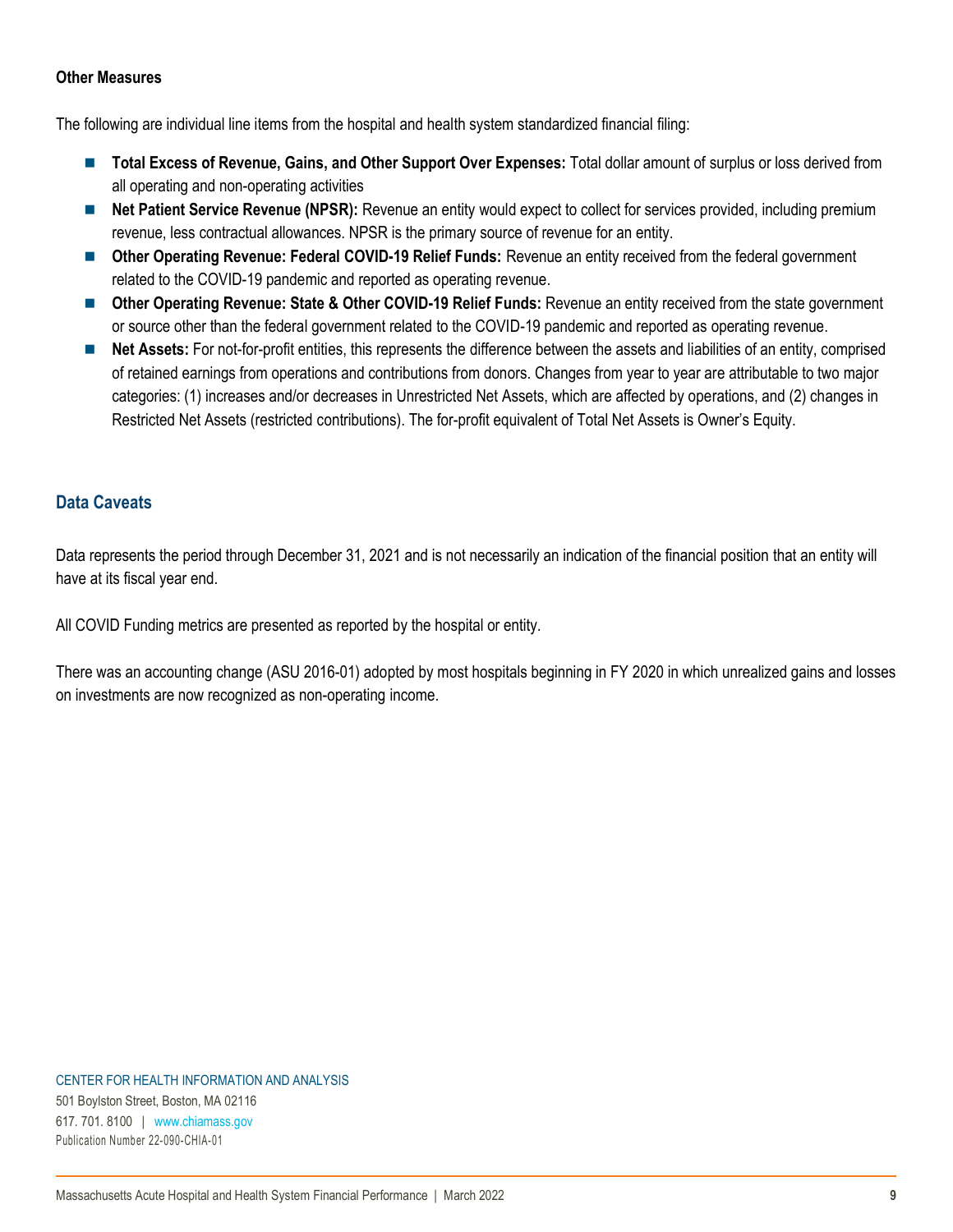### Other Measures

The following are individual line items from the hospital and health system standardized financial filing:

- **Total Excess of Revenue, Gains, and Other Support Over Expenses:** Total dollar amount of surplus or loss derived from all operating and non-operating activities
- **Net Patient Service Revenue (NPSR):** Revenue an entity would expect to collect for services provided, including premium revenue, less contractual allowances. NPSR is the primary source of revenue for an entity.
- **Other Operating Revenue: Federal COVID-19 Relief Funds:** Revenue an entity received from the federal government related to the COVID-19 pandemic and reported as operating revenue.
- **Other Operating Revenue: State & Other COVID-19 Relief Funds:** Revenue an entity received from the state government or source other than the federal government related to the COVID-19 pandemic and reported as operating revenue.
- **Net Assets:** For not-for-profit entities, this represents the difference between the assets and liabilities of an entity, comprised of retained earnings from operations and contributions from donors. Changes from year to year are attributable to two major categories: (1) increases and/or decreases in Unrestricted Net Assets, which are affected by operations, and (2) changes in Restricted Net Assets (restricted contributions). The for-profit equivalent of Total Net Assets is Owner's Equity.

## Data Caveats

Data represents the period through December 31, 2021 and is not necessarily an indication of the financial position that an entity will have at its fiscal year end.

All COVID Funding metrics are presented as reported by the hospital or entity.

There was an accounting change (ASU 2016-01) adopted by most hospitals beginning in FY 2020 in which unrealized gains and losses on investments are now recognized as non-operating income.

CENTER FOR HEALTH INFORMATION AND ANALYSIS
501 Boylston Street, Boston, MA 02116
617. 701. 8100 | www.chiamass.gov
Publication Number 22-090-CHIA-01